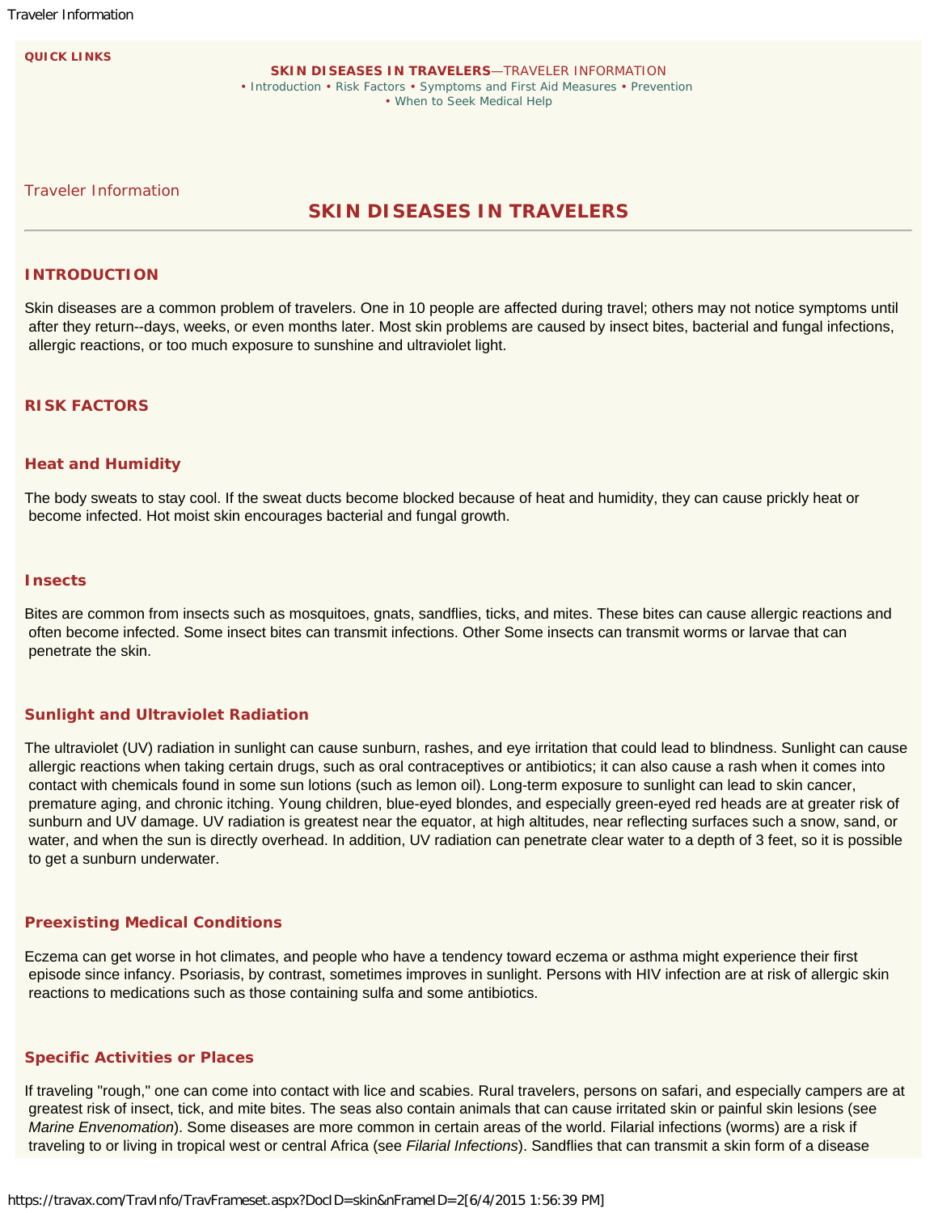QUICK LINKS

**SKIN DISEASES IN TRAVELERS**—TRAVELER INFORMATION
• Introduction • Risk Factors • Symptoms and First Aid Measures • Prevention
• When to Seek Medical Help

Traveler Information

# SKIN DISEASES IN TRAVELERS

## INTRODUCTION

Skin diseases are a common problem of travelers. One in 10 people are affected during travel; others may not notice symptoms until after they return--days, weeks, or even months later. Most skin problems are caused by insect bites, bacterial and fungal infections, allergic reactions, or too much exposure to sunshine and ultraviolet light.

## RISK FACTORS

### Heat and Humidity

The body sweats to stay cool. If the sweat ducts become blocked because of heat and humidity, they can cause prickly heat or become infected. Hot moist skin encourages bacterial and fungal growth.

### Insects

Bites are common from insects such as mosquitoes, gnats, sandflies, ticks, and mites. These bites can cause allergic reactions and often become infected. Some insect bites can transmit infections. Other Some insects can transmit worms or larvae that can penetrate the skin.

### Sunlight and Ultraviolet Radiation

The ultraviolet (UV) radiation in sunlight can cause sunburn, rashes, and eye irritation that could lead to blindness. Sunlight can cause allergic reactions when taking certain drugs, such as oral contraceptives or antibiotics; it can also cause a rash when it comes into contact with chemicals found in some sun lotions (such as lemon oil). Long-term exposure to sunlight can lead to skin cancer, premature aging, and chronic itching. Young children, blue-eyed blondes, and especially green-eyed red heads are at greater risk of sunburn and UV damage. UV radiation is greatest near the equator, at high altitudes, near reflecting surfaces such a snow, sand, or water, and when the sun is directly overhead. In addition, UV radiation can penetrate clear water to a depth of 3 feet, so it is possible to get a sunburn underwater.

### Preexisting Medical Conditions

Eczema can get worse in hot climates, and people who have a tendency toward eczema or asthma might experience their first episode since infancy. Psoriasis, by contrast, sometimes improves in sunlight. Persons with HIV infection are at risk of allergic skin reactions to medications such as those containing sulfa and some antibiotics.

### Specific Activities or Places

If traveling "rough," one can come into contact with lice and scabies. Rural travelers, persons on safari, and especially campers are at greatest risk of insect, tick, and mite bites. The seas also contain animals that can cause irritated skin or painful skin lesions (see *Marine Envenomation*). Some diseases are more common in certain areas of the world. Filarial infections (worms) are a risk if traveling to or living in tropical west or central Africa (see *Filarial Infections*). Sandflies that can transmit a skin form of a disease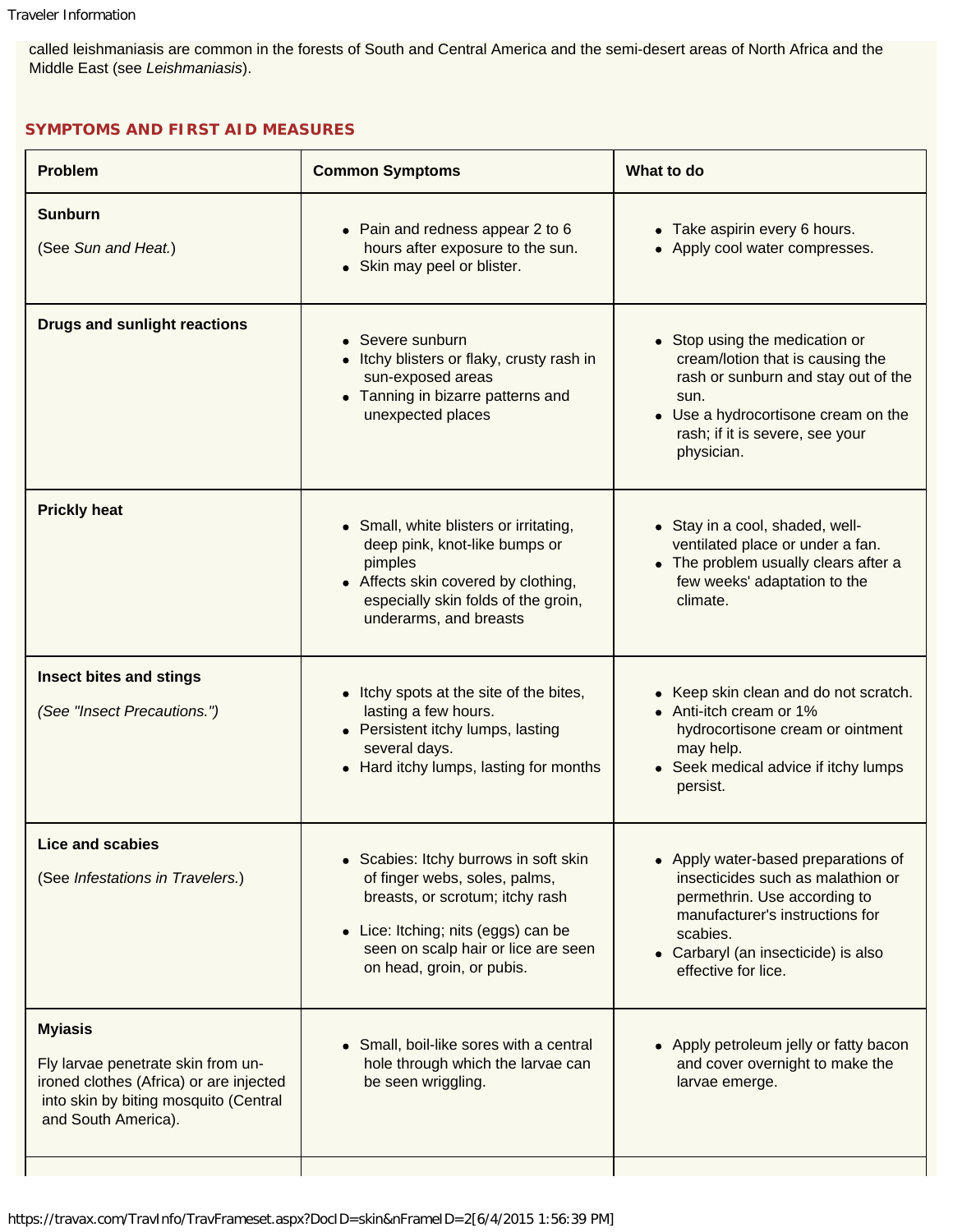called leishmaniasis are common in the forests of South and Central America and the semi-desert areas of North Africa and the Middle East (see *Leishmaniasis*).

## SYMPTOMS AND FIRST AID MEASURES

| Problem | Common Symptoms | What to do |
|---|---|---|
| **Sunburn**<br><br>(See *Sun and Heat.*) | • Pain and redness appear 2 to 6 hours after exposure to the sun.<br>• Skin may peel or blister. | • Take aspirin every 6 hours.<br>• Apply cool water compresses. |
| **Drugs and sunlight reactions** | • Severe sunburn<br>• Itchy blisters or flaky, crusty rash in sun-exposed areas<br>• Tanning in bizarre patterns and unexpected places | • Stop using the medication or cream/lotion that is causing the rash or sunburn and stay out of the sun.<br>• Use a hydrocortisone cream on the rash; if it is severe, see your physician. |
| **Prickly heat** | • Small, white blisters or irritating, deep pink, knot-like bumps or pimples<br>• Affects skin covered by clothing, especially skin folds of the groin, underarms, and breasts | • Stay in a cool, shaded, well-ventilated place or under a fan.<br>• The problem usually clears after a few weeks' adaptation to the climate. |
| **Insect bites and stings**<br><br>*(See "Insect Precautions.")* | • Itchy spots at the site of the bites, lasting a few hours.<br>• Persistent itchy lumps, lasting several days.<br>• Hard itchy lumps, lasting for months | • Keep skin clean and do not scratch.<br>• Anti-itch cream or 1% hydrocortisone cream or ointment may help.<br>• Seek medical advice if itchy lumps persist. |
| **Lice and scabies**<br><br>(See *Infestations in Travelers.*) | • Scabies: Itchy burrows in soft skin of finger webs, soles, palms, breasts, or scrotum; itchy rash<br>• Lice: Itching; nits (eggs) can be seen on scalp hair or lice are seen on head, groin, or pubis. | • Apply water-based preparations of insecticides such as malathion or permethrin. Use according to manufacturer's instructions for scabies.<br>• Carbaryl (an insecticide) is also effective for lice. |
| **Myiasis**<br><br>Fly larvae penetrate skin from un-ironed clothes (Africa) or are injected into skin by biting mosquito (Central and South America). | • Small, boil-like sores with a central hole through which the larvae can be seen wriggling. | • Apply petroleum jelly or fatty bacon and cover overnight to make the larvae emerge. |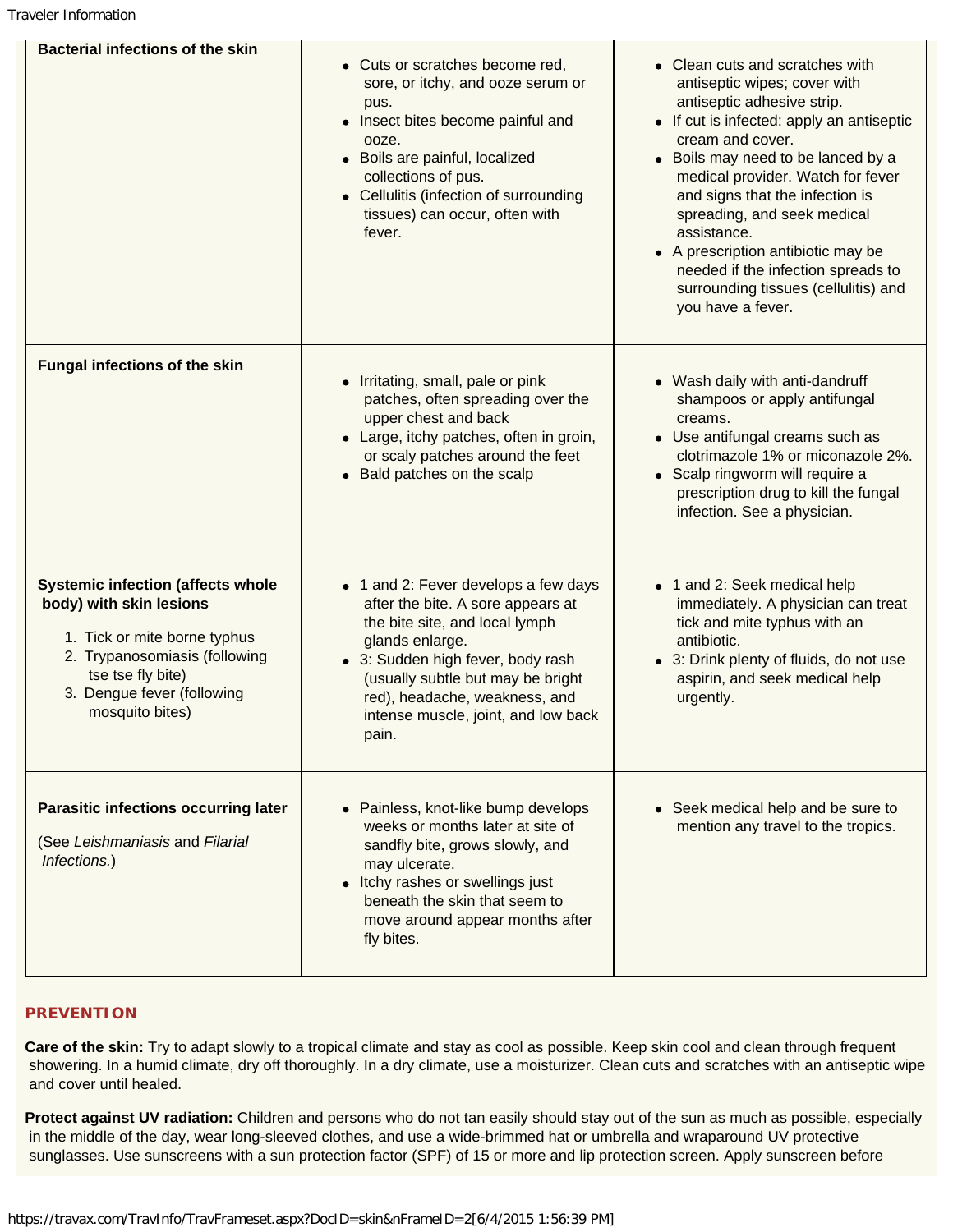| | | |
|---|---|---|
| **Bacterial infections of the skin** | • Cuts or scratches become red, sore, or itchy, and ooze serum or pus.<br>• Insect bites become painful and ooze.<br>• Boils are painful, localized collections of pus.<br>• Cellulitis (infection of surrounding tissues) can occur, often with fever. | • Clean cuts and scratches with antiseptic wipes; cover with antiseptic adhesive strip.<br>• If cut is infected: apply an antiseptic cream and cover.<br>• Boils may need to be lanced by a medical provider. Watch for fever and signs that the infection is spreading, and seek medical assistance.<br>• A prescription antibiotic may be needed if the infection spreads to surrounding tissues (cellulitis) and you have a fever. |
| **Fungal infections of the skin** | • Irritating, small, pale or pink patches, often spreading over the upper chest and back<br>• Large, itchy patches, often in groin, or scaly patches around the feet<br>• Bald patches on the scalp | • Wash daily with anti-dandruff shampoos or apply antifungal creams.<br>• Use antifungal creams such as clotrimazole 1% or miconazole 2%.<br>• Scalp ringworm will require a prescription drug to kill the fungal infection. See a physician. |
| **Systemic infection (affects whole body) with skin lesions**<br>1. Tick or mite borne typhus<br>2. Trypanosomiasis (following tse tse fly bite)<br>3. Dengue fever (following mosquito bites) | • 1 and 2: Fever develops a few days after the bite. A sore appears at the bite site, and local lymph glands enlarge.<br>• 3: Sudden high fever, body rash (usually subtle but may be bright red), headache, weakness, and intense muscle, joint, and low back pain. | • 1 and 2: Seek medical help immediately. A physician can treat tick and mite typhus with an antibiotic.<br>• 3: Drink plenty of fluids, do not use aspirin, and seek medical help urgently. |
| **Parasitic infections occurring later**<br>(See *Leishmaniasis* and *Filarial Infections.*) | • Painless, knot-like bump develops weeks or months later at site of sandfly bite, grows slowly, and may ulcerate.<br>• Itchy rashes or swellings just beneath the skin that seem to move around appear months after fly bites. | • Seek medical help and be sure to mention any travel to the tropics. |

## PREVENTION

**Care of the skin:** Try to adapt slowly to a tropical climate and stay as cool as possible. Keep skin cool and clean through frequent showering. In a humid climate, dry off thoroughly. In a dry climate, use a moisturizer. Clean cuts and scratches with an antiseptic wipe and cover until healed.

**Protect against UV radiation:** Children and persons who do not tan easily should stay out of the sun as much as possible, especially in the middle of the day, wear long-sleeved clothes, and use a wide-brimmed hat or umbrella and wraparound UV protective sunglasses. Use sunscreens with a sun protection factor (SPF) of 15 or more and lip protection screen. Apply sunscreen before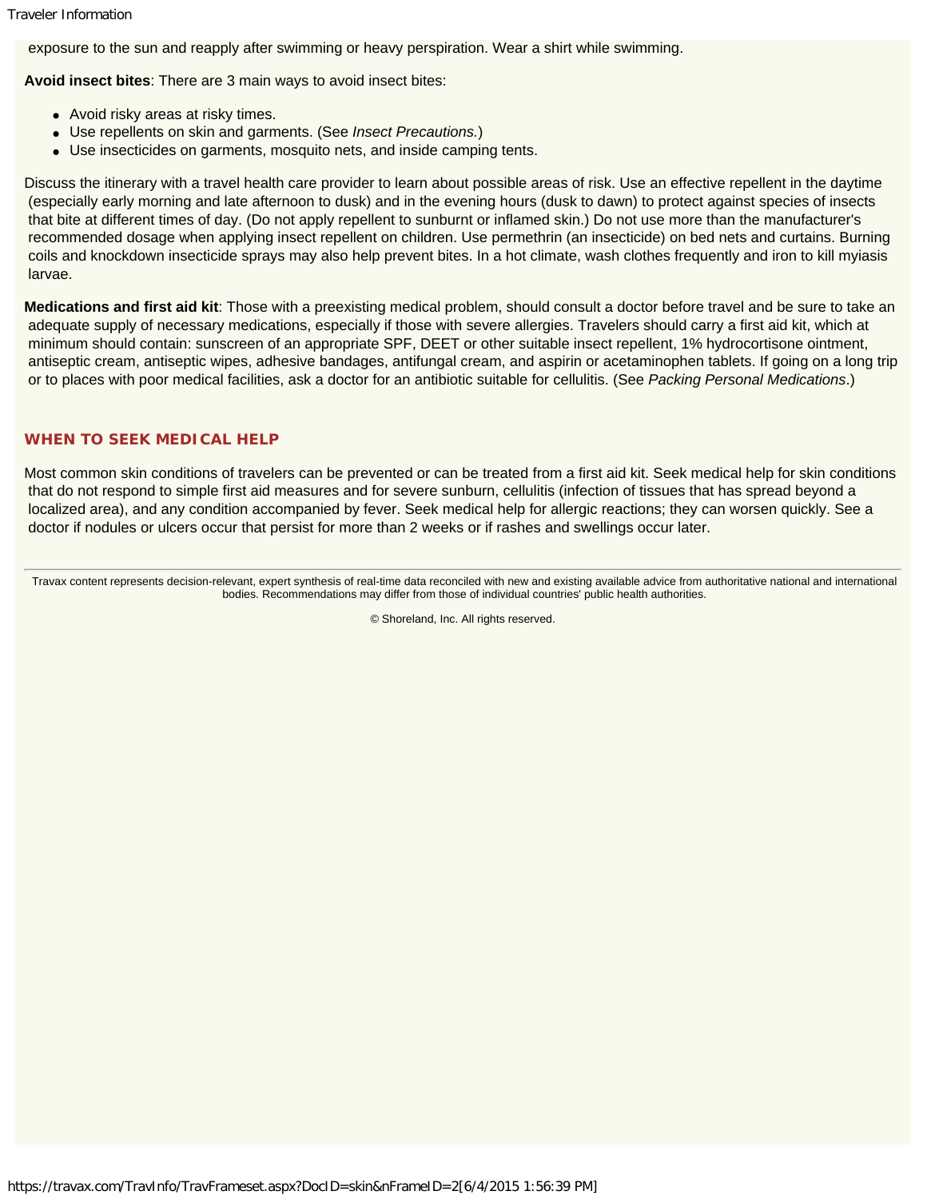exposure to the sun and reapply after swimming or heavy perspiration. Wear a shirt while swimming.

**Avoid insect bites**: There are 3 main ways to avoid insect bites:

- Avoid risky areas at risky times.
- Use repellents on skin and garments. (See *Insect Precautions.*)
- Use insecticides on garments, mosquito nets, and inside camping tents.

Discuss the itinerary with a travel health care provider to learn about possible areas of risk. Use an effective repellent in the daytime (especially early morning and late afternoon to dusk) and in the evening hours (dusk to dawn) to protect against species of insects that bite at different times of day. (Do not apply repellent to sunburnt or inflamed skin.) Do not use more than the manufacturer's recommended dosage when applying insect repellent on children. Use permethrin (an insecticide) on bed nets and curtains. Burning coils and knockdown insecticide sprays may also help prevent bites. In a hot climate, wash clothes frequently and iron to kill myiasis larvae.

**Medications and first aid kit**: Those with a preexisting medical problem, should consult a doctor before travel and be sure to take an adequate supply of necessary medications, especially if those with severe allergies. Travelers should carry a first aid kit, which at minimum should contain: sunscreen of an appropriate SPF, DEET or other suitable insect repellent, 1% hydrocortisone ointment, antiseptic cream, antiseptic wipes, adhesive bandages, antifungal cream, and aspirin or acetaminophen tablets. If going on a long trip or to places with poor medical facilities, ask a doctor for an antibiotic suitable for cellulitis. (See *Packing Personal Medications*.)

## WHEN TO SEEK MEDICAL HELP

Most common skin conditions of travelers can be prevented or can be treated from a first aid kit. Seek medical help for skin conditions that do not respond to simple first aid measures and for severe sunburn, cellulitis (infection of tissues that has spread beyond a localized area), and any condition accompanied by fever. Seek medical help for allergic reactions; they can worsen quickly. See a doctor if nodules or ulcers occur that persist for more than 2 weeks or if rashes and swellings occur later.

---

Travax content represents decision-relevant, expert synthesis of real-time data reconciled with new and existing available advice from authoritative national and international bodies. Recommendations may differ from those of individual countries' public health authorities.

© Shoreland, Inc. All rights reserved.